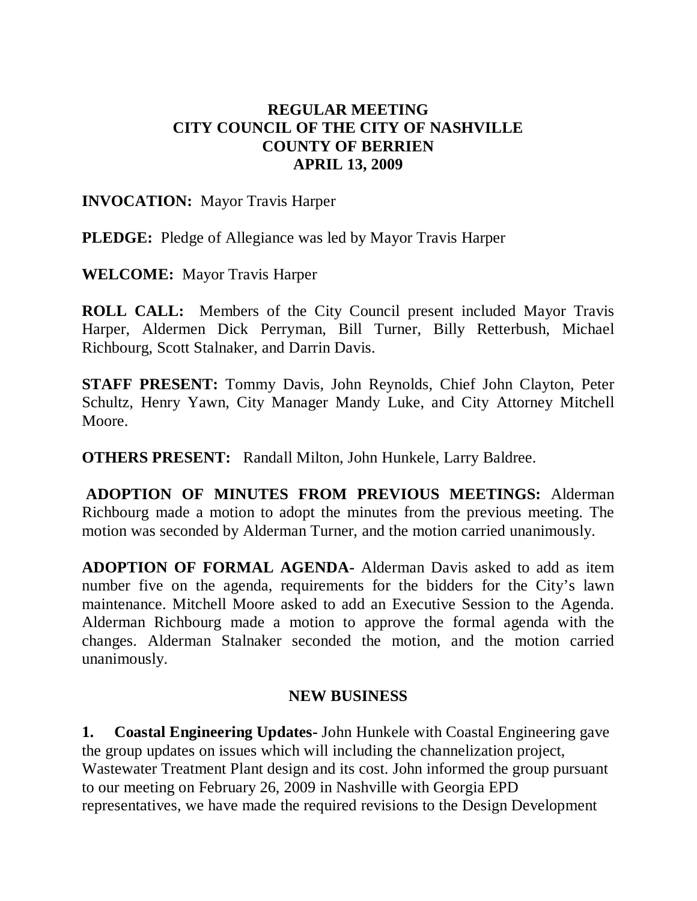# REGULAR MEETING
# CITY COUNCIL OF THE CITY OF NASHVILLE
# COUNTY OF BERRIEN
# APRIL 13, 2009

**INVOCATION:** Mayor Travis Harper

**PLEDGE:** Pledge of Allegiance was led by Mayor Travis Harper

**WELCOME:** Mayor Travis Harper

**ROLL CALL:** Members of the City Council present included Mayor Travis Harper, Aldermen Dick Perryman, Bill Turner, Billy Retterbush, Michael Richbourg, Scott Stalnaker, and Darrin Davis.

**STAFF PRESENT:** Tommy Davis, John Reynolds, Chief John Clayton, Peter Schultz, Henry Yawn, City Manager Mandy Luke, and City Attorney Mitchell Moore.

**OTHERS PRESENT:** Randall Milton, John Hunkele, Larry Baldree.

**ADOPTION OF MINUTES FROM PREVIOUS MEETINGS:** Alderman Richbourg made a motion to adopt the minutes from the previous meeting. The motion was seconded by Alderman Turner, and the motion carried unanimously.

**ADOPTION OF FORMAL AGENDA-** Alderman Davis asked to add as item number five on the agenda, requirements for the bidders for the City's lawn maintenance. Mitchell Moore asked to add an Executive Session to the Agenda. Alderman Richbourg made a motion to approve the formal agenda with the changes. Alderman Stalnaker seconded the motion, and the motion carried unanimously.

## NEW BUSINESS

**1. Coastal Engineering Updates-** John Hunkele with Coastal Engineering gave the group updates on issues which will including the channelization project, Wastewater Treatment Plant design and its cost. John informed the group pursuant to our meeting on February 26, 2009 in Nashville with Georgia EPD representatives, we have made the required revisions to the Design Development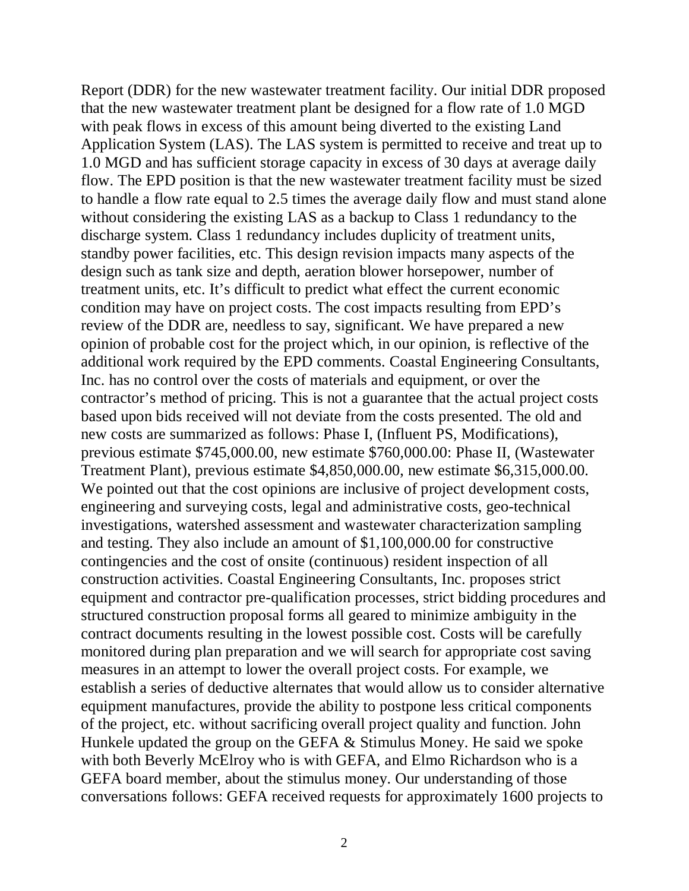Report (DDR) for the new wastewater treatment facility. Our initial DDR proposed that the new wastewater treatment plant be designed for a flow rate of 1.0 MGD with peak flows in excess of this amount being diverted to the existing Land Application System (LAS). The LAS system is permitted to receive and treat up to 1.0 MGD and has sufficient storage capacity in excess of 30 days at average daily flow. The EPD position is that the new wastewater treatment facility must be sized to handle a flow rate equal to 2.5 times the average daily flow and must stand alone without considering the existing LAS as a backup to Class 1 redundancy to the discharge system. Class 1 redundancy includes duplicity of treatment units, standby power facilities, etc. This design revision impacts many aspects of the design such as tank size and depth, aeration blower horsepower, number of treatment units, etc. It's difficult to predict what effect the current economic condition may have on project costs. The cost impacts resulting from EPD's review of the DDR are, needless to say, significant. We have prepared a new opinion of probable cost for the project which, in our opinion, is reflective of the additional work required by the EPD comments. Coastal Engineering Consultants, Inc. has no control over the costs of materials and equipment, or over the contractor's method of pricing. This is not a guarantee that the actual project costs based upon bids received will not deviate from the costs presented. The old and new costs are summarized as follows: Phase I, (Influent PS, Modifications), previous estimate $745,000.00, new estimate $760,000.00: Phase II, (Wastewater Treatment Plant), previous estimate $4,850,000.00, new estimate $6,315,000.00. We pointed out that the cost opinions are inclusive of project development costs, engineering and surveying costs, legal and administrative costs, geo-technical investigations, watershed assessment and wastewater characterization sampling and testing. They also include an amount of $1,100,000.00 for constructive contingencies and the cost of onsite (continuous) resident inspection of all construction activities. Coastal Engineering Consultants, Inc. proposes strict equipment and contractor pre-qualification processes, strict bidding procedures and structured construction proposal forms all geared to minimize ambiguity in the contract documents resulting in the lowest possible cost. Costs will be carefully monitored during plan preparation and we will search for appropriate cost saving measures in an attempt to lower the overall project costs. For example, we establish a series of deductive alternates that would allow us to consider alternative equipment manufactures, provide the ability to postpone less critical components of the project, etc. without sacrificing overall project quality and function. John Hunkele updated the group on the GEFA & Stimulus Money. He said we spoke with both Beverly McElroy who is with GEFA, and Elmo Richardson who is a GEFA board member, about the stimulus money. Our understanding of those conversations follows: GEFA received requests for approximately 1600 projects to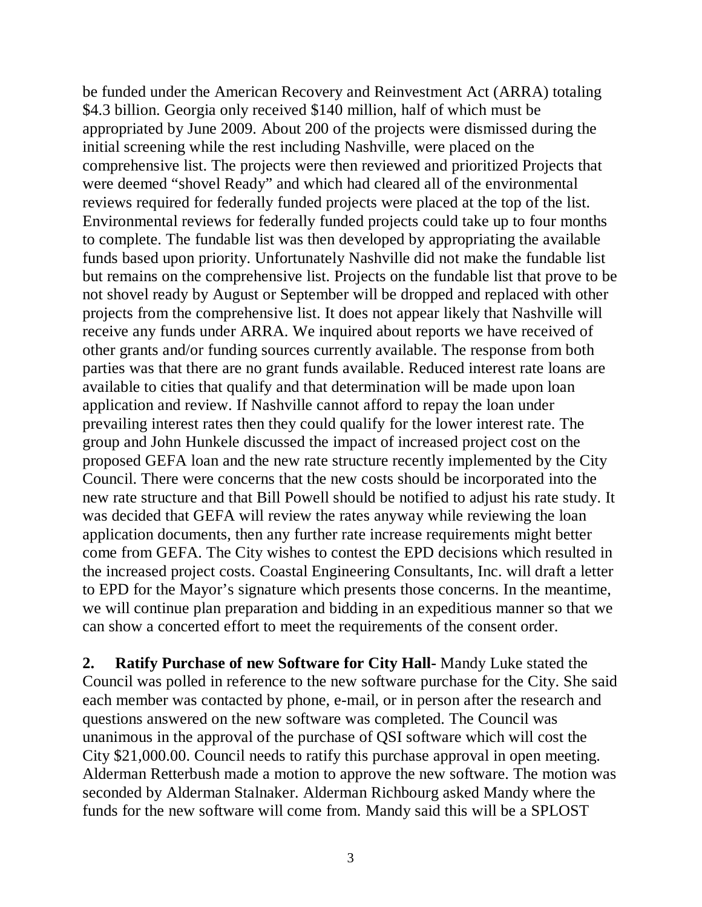be funded under the American Recovery and Reinvestment Act (ARRA) totaling $4.3 billion. Georgia only received $140 million, half of which must be appropriated by June 2009. About 200 of the projects were dismissed during the initial screening while the rest including Nashville, were placed on the comprehensive list. The projects were then reviewed and prioritized Projects that were deemed "shovel Ready" and which had cleared all of the environmental reviews required for federally funded projects were placed at the top of the list. Environmental reviews for federally funded projects could take up to four months to complete. The fundable list was then developed by appropriating the available funds based upon priority. Unfortunately Nashville did not make the fundable list but remains on the comprehensive list. Projects on the fundable list that prove to be not shovel ready by August or September will be dropped and replaced with other projects from the comprehensive list. It does not appear likely that Nashville will receive any funds under ARRA. We inquired about reports we have received of other grants and/or funding sources currently available. The response from both parties was that there are no grant funds available. Reduced interest rate loans are available to cities that qualify and that determination will be made upon loan application and review. If Nashville cannot afford to repay the loan under prevailing interest rates then they could qualify for the lower interest rate. The group and John Hunkele discussed the impact of increased project cost on the proposed GEFA loan and the new rate structure recently implemented by the City Council. There were concerns that the new costs should be incorporated into the new rate structure and that Bill Powell should be notified to adjust his rate study. It was decided that GEFA will review the rates anyway while reviewing the loan application documents, then any further rate increase requirements might better come from GEFA. The City wishes to contest the EPD decisions which resulted in the increased project costs. Coastal Engineering Consultants, Inc. will draft a letter to EPD for the Mayor's signature which presents those concerns. In the meantime, we will continue plan preparation and bidding in an expeditious manner so that we can show a concerted effort to meet the requirements of the consent order.

**2. Ratify Purchase of new Software for City Hall-** Mandy Luke stated the Council was polled in reference to the new software purchase for the City. She said each member was contacted by phone, e-mail, or in person after the research and questions answered on the new software was completed. The Council was unanimous in the approval of the purchase of QSI software which will cost the City $21,000.00. Council needs to ratify this purchase approval in open meeting. Alderman Retterbush made a motion to approve the new software. The motion was seconded by Alderman Stalnaker. Alderman Richbourg asked Mandy where the funds for the new software will come from. Mandy said this will be a SPLOST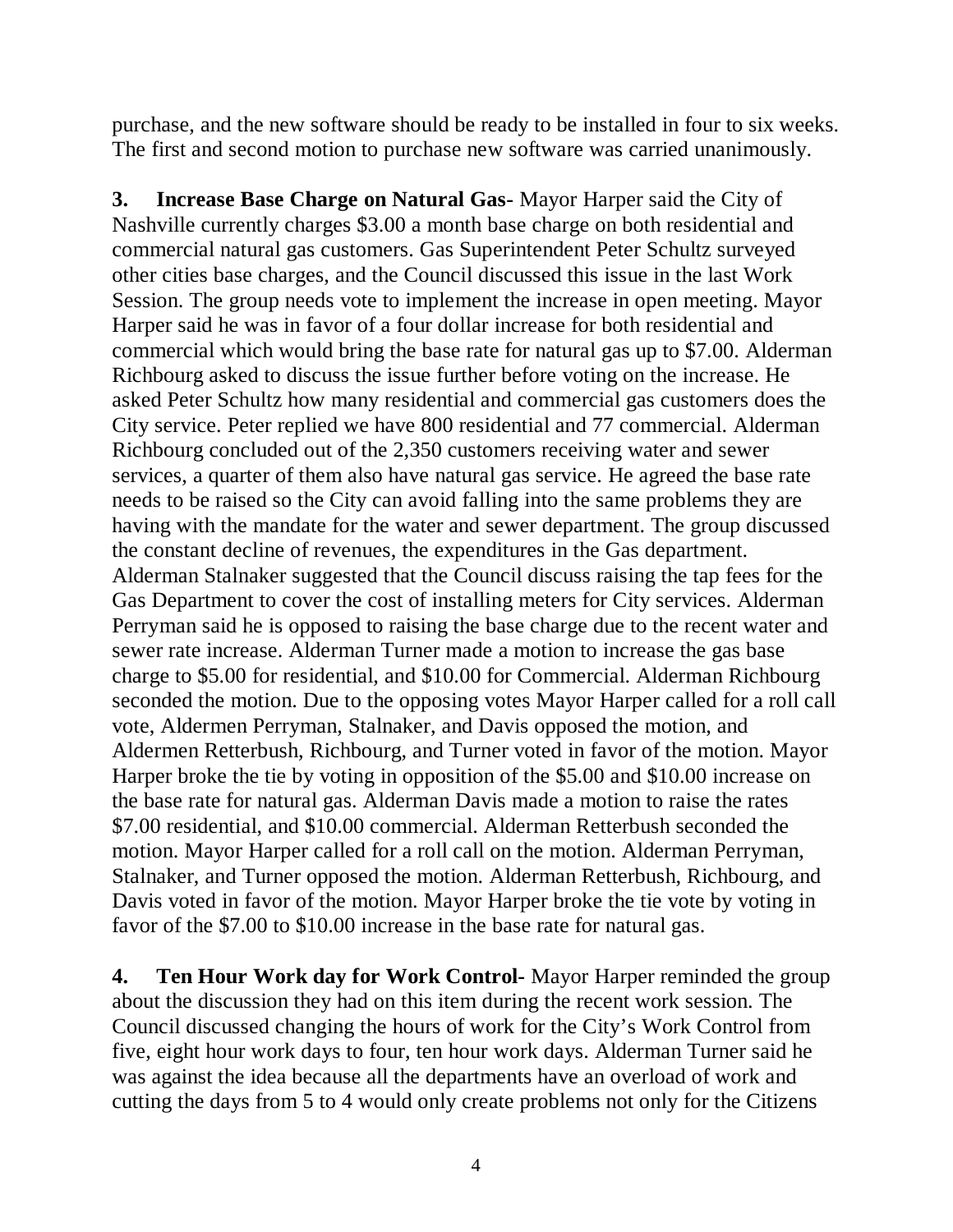purchase, and the new software should be ready to be installed in four to six weeks. The first and second motion to purchase new software was carried unanimously.

**3. Increase Base Charge on Natural Gas-** Mayor Harper said the City of Nashville currently charges $3.00 a month base charge on both residential and commercial natural gas customers. Gas Superintendent Peter Schultz surveyed other cities base charges, and the Council discussed this issue in the last Work Session. The group needs vote to implement the increase in open meeting. Mayor Harper said he was in favor of a four dollar increase for both residential and commercial which would bring the base rate for natural gas up to $7.00. Alderman Richbourg asked to discuss the issue further before voting on the increase. He asked Peter Schultz how many residential and commercial gas customers does the City service. Peter replied we have 800 residential and 77 commercial. Alderman Richbourg concluded out of the 2,350 customers receiving water and sewer services, a quarter of them also have natural gas service. He agreed the base rate needs to be raised so the City can avoid falling into the same problems they are having with the mandate for the water and sewer department. The group discussed the constant decline of revenues, the expenditures in the Gas department. Alderman Stalnaker suggested that the Council discuss raising the tap fees for the Gas Department to cover the cost of installing meters for City services. Alderman Perryman said he is opposed to raising the base charge due to the recent water and sewer rate increase. Alderman Turner made a motion to increase the gas base charge to $5.00 for residential, and $10.00 for Commercial. Alderman Richbourg seconded the motion. Due to the opposing votes Mayor Harper called for a roll call vote, Aldermen Perryman, Stalnaker, and Davis opposed the motion, and Aldermen Retterbush, Richbourg, and Turner voted in favor of the motion. Mayor Harper broke the tie by voting in opposition of the $5.00 and $10.00 increase on the base rate for natural gas. Alderman Davis made a motion to raise the rates $7.00 residential, and $10.00 commercial. Alderman Retterbush seconded the motion. Mayor Harper called for a roll call on the motion. Alderman Perryman, Stalnaker, and Turner opposed the motion. Alderman Retterbush, Richbourg, and Davis voted in favor of the motion. Mayor Harper broke the tie vote by voting in favor of the $7.00 to $10.00 increase in the base rate for natural gas.

**4. Ten Hour Work day for Work Control-** Mayor Harper reminded the group about the discussion they had on this item during the recent work session. The Council discussed changing the hours of work for the City's Work Control from five, eight hour work days to four, ten hour work days. Alderman Turner said he was against the idea because all the departments have an overload of work and cutting the days from 5 to 4 would only create problems not only for the Citizens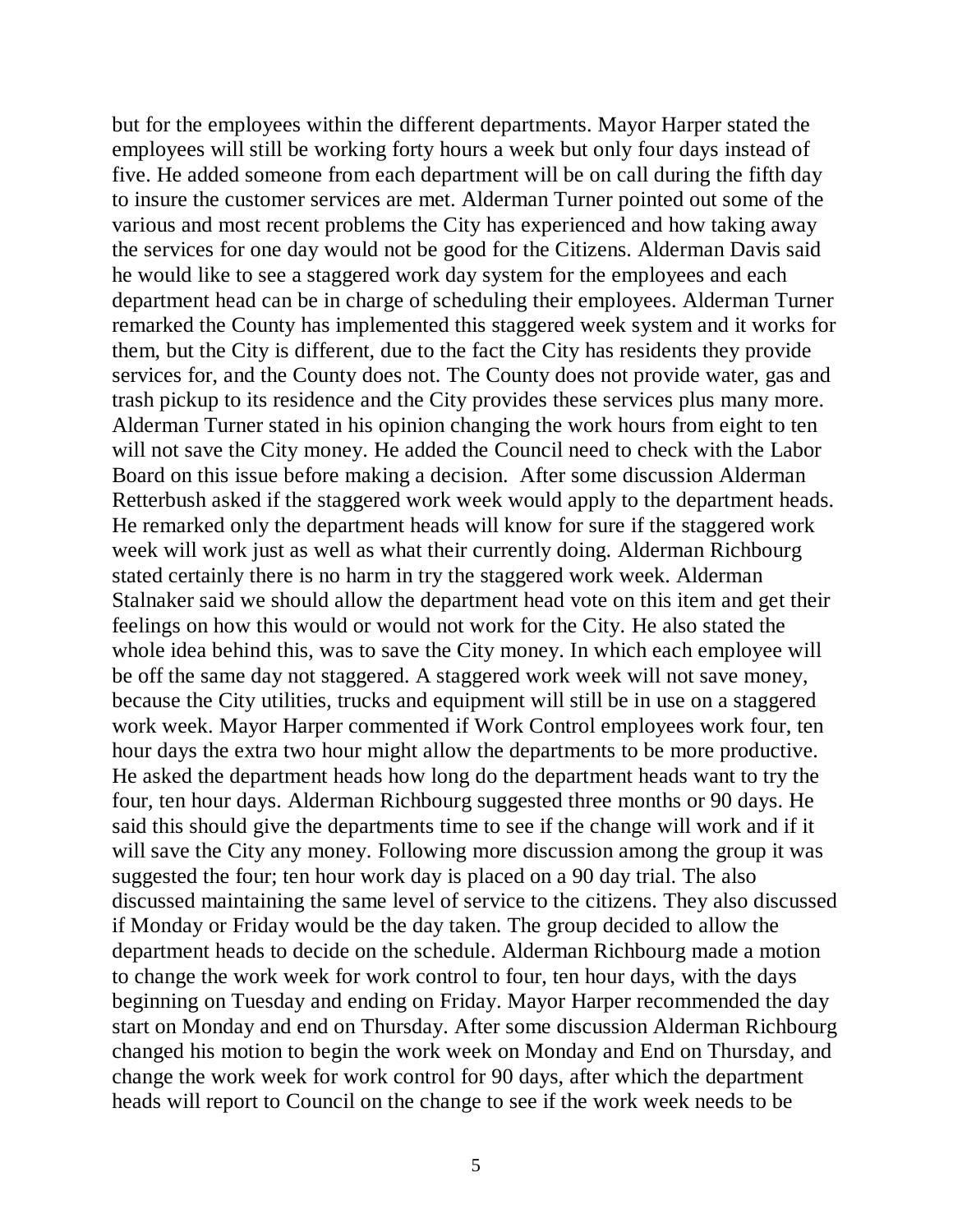but for the employees within the different departments. Mayor Harper stated the employees will still be working forty hours a week but only four days instead of five. He added someone from each department will be on call during the fifth day to insure the customer services are met. Alderman Turner pointed out some of the various and most recent problems the City has experienced and how taking away the services for one day would not be good for the Citizens. Alderman Davis said he would like to see a staggered work day system for the employees and each department head can be in charge of scheduling their employees. Alderman Turner remarked the County has implemented this staggered week system and it works for them, but the City is different, due to the fact the City has residents they provide services for, and the County does not. The County does not provide water, gas and trash pickup to its residence and the City provides these services plus many more. Alderman Turner stated in his opinion changing the work hours from eight to ten will not save the City money. He added the Council need to check with the Labor Board on this issue before making a decision. After some discussion Alderman Retterbush asked if the staggered work week would apply to the department heads. He remarked only the department heads will know for sure if the staggered work week will work just as well as what their currently doing. Alderman Richbourg stated certainly there is no harm in try the staggered work week. Alderman Stalnaker said we should allow the department head vote on this item and get their feelings on how this would or would not work for the City. He also stated the whole idea behind this, was to save the City money. In which each employee will be off the same day not staggered. A staggered work week will not save money, because the City utilities, trucks and equipment will still be in use on a staggered work week. Mayor Harper commented if Work Control employees work four, ten hour days the extra two hour might allow the departments to be more productive. He asked the department heads how long do the department heads want to try the four, ten hour days. Alderman Richbourg suggested three months or 90 days. He said this should give the departments time to see if the change will work and if it will save the City any money. Following more discussion among the group it was suggested the four; ten hour work day is placed on a 90 day trial. The also discussed maintaining the same level of service to the citizens. They also discussed if Monday or Friday would be the day taken. The group decided to allow the department heads to decide on the schedule. Alderman Richbourg made a motion to change the work week for work control to four, ten hour days, with the days beginning on Tuesday and ending on Friday. Mayor Harper recommended the day start on Monday and end on Thursday. After some discussion Alderman Richbourg changed his motion to begin the work week on Monday and End on Thursday, and change the work week for work control for 90 days, after which the department heads will report to Council on the change to see if the work week needs to be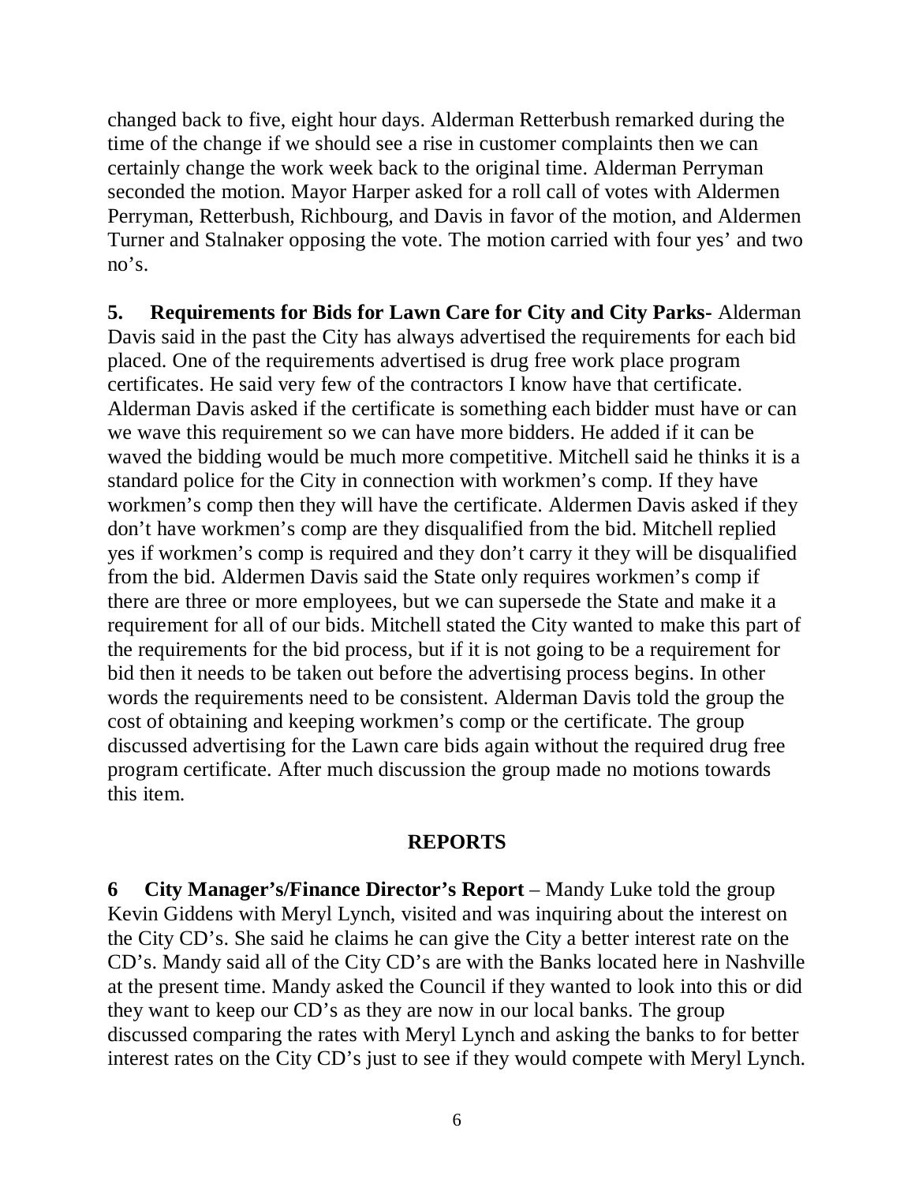changed back to five, eight hour days. Alderman Retterbush remarked during the time of the change if we should see a rise in customer complaints then we can certainly change the work week back to the original time. Alderman Perryman seconded the motion. Mayor Harper asked for a roll call of votes with Aldermen Perryman, Retterbush, Richbourg, and Davis in favor of the motion, and Aldermen Turner and Stalnaker opposing the vote. The motion carried with four yes' and two no's.

**5. Requirements for Bids for Lawn Care for City and City Parks-** Alderman Davis said in the past the City has always advertised the requirements for each bid placed. One of the requirements advertised is drug free work place program certificates. He said very few of the contractors I know have that certificate. Alderman Davis asked if the certificate is something each bidder must have or can we wave this requirement so we can have more bidders. He added if it can be waved the bidding would be much more competitive. Mitchell said he thinks it is a standard police for the City in connection with workmen's comp. If they have workmen's comp then they will have the certificate. Aldermen Davis asked if they don't have workmen's comp are they disqualified from the bid. Mitchell replied yes if workmen's comp is required and they don't carry it they will be disqualified from the bid. Aldermen Davis said the State only requires workmen's comp if there are three or more employees, but we can supersede the State and make it a requirement for all of our bids. Mitchell stated the City wanted to make this part of the requirements for the bid process, but if it is not going to be a requirement for bid then it needs to be taken out before the advertising process begins. In other words the requirements need to be consistent. Alderman Davis told the group the cost of obtaining and keeping workmen's comp or the certificate. The group discussed advertising for the Lawn care bids again without the required drug free program certificate. After much discussion the group made no motions towards this item.

## REPORTS

**6 City Manager's/Finance Director's Report** – Mandy Luke told the group Kevin Giddens with Meryl Lynch, visited and was inquiring about the interest on the City CD's. She said he claims he can give the City a better interest rate on the CD's. Mandy said all of the City CD's are with the Banks located here in Nashville at the present time. Mandy asked the Council if they wanted to look into this or did they want to keep our CD's as they are now in our local banks. The group discussed comparing the rates with Meryl Lynch and asking the banks to for better interest rates on the City CD's just to see if they would compete with Meryl Lynch.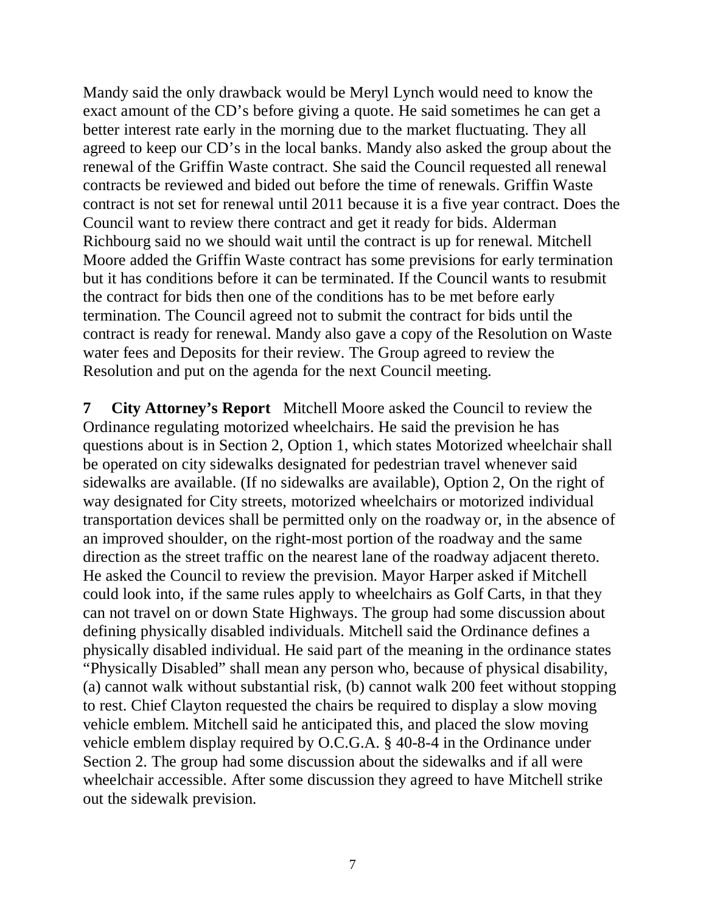Mandy said the only drawback would be Meryl Lynch would need to know the exact amount of the CD's before giving a quote. He said sometimes he can get a better interest rate early in the morning due to the market fluctuating. They all agreed to keep our CD's in the local banks. Mandy also asked the group about the renewal of the Griffin Waste contract. She said the Council requested all renewal contracts be reviewed and bided out before the time of renewals. Griffin Waste contract is not set for renewal until 2011 because it is a five year contract. Does the Council want to review there contract and get it ready for bids. Alderman Richbourg said no we should wait until the contract is up for renewal. Mitchell Moore added the Griffin Waste contract has some previsions for early termination but it has conditions before it can be terminated. If the Council wants to resubmit the contract for bids then one of the conditions has to be met before early termination. The Council agreed not to submit the contract for bids until the contract is ready for renewal. Mandy also gave a copy of the Resolution on Waste water fees and Deposits for their review. The Group agreed to review the Resolution and put on the agenda for the next Council meeting.

**7 City Attorney's Report** Mitchell Moore asked the Council to review the Ordinance regulating motorized wheelchairs. He said the prevision he has questions about is in Section 2, Option 1, which states Motorized wheelchair shall be operated on city sidewalks designated for pedestrian travel whenever said sidewalks are available. (If no sidewalks are available), Option 2, On the right of way designated for City streets, motorized wheelchairs or motorized individual transportation devices shall be permitted only on the roadway or, in the absence of an improved shoulder, on the right-most portion of the roadway and the same direction as the street traffic on the nearest lane of the roadway adjacent thereto. He asked the Council to review the prevision. Mayor Harper asked if Mitchell could look into, if the same rules apply to wheelchairs as Golf Carts, in that they can not travel on or down State Highways. The group had some discussion about defining physically disabled individuals. Mitchell said the Ordinance defines a physically disabled individual. He said part of the meaning in the ordinance states "Physically Disabled" shall mean any person who, because of physical disability, (a) cannot walk without substantial risk, (b) cannot walk 200 feet without stopping to rest. Chief Clayton requested the chairs be required to display a slow moving vehicle emblem. Mitchell said he anticipated this, and placed the slow moving vehicle emblem display required by O.C.G.A. § 40-8-4 in the Ordinance under Section 2. The group had some discussion about the sidewalks and if all were wheelchair accessible. After some discussion they agreed to have Mitchell strike out the sidewalk prevision.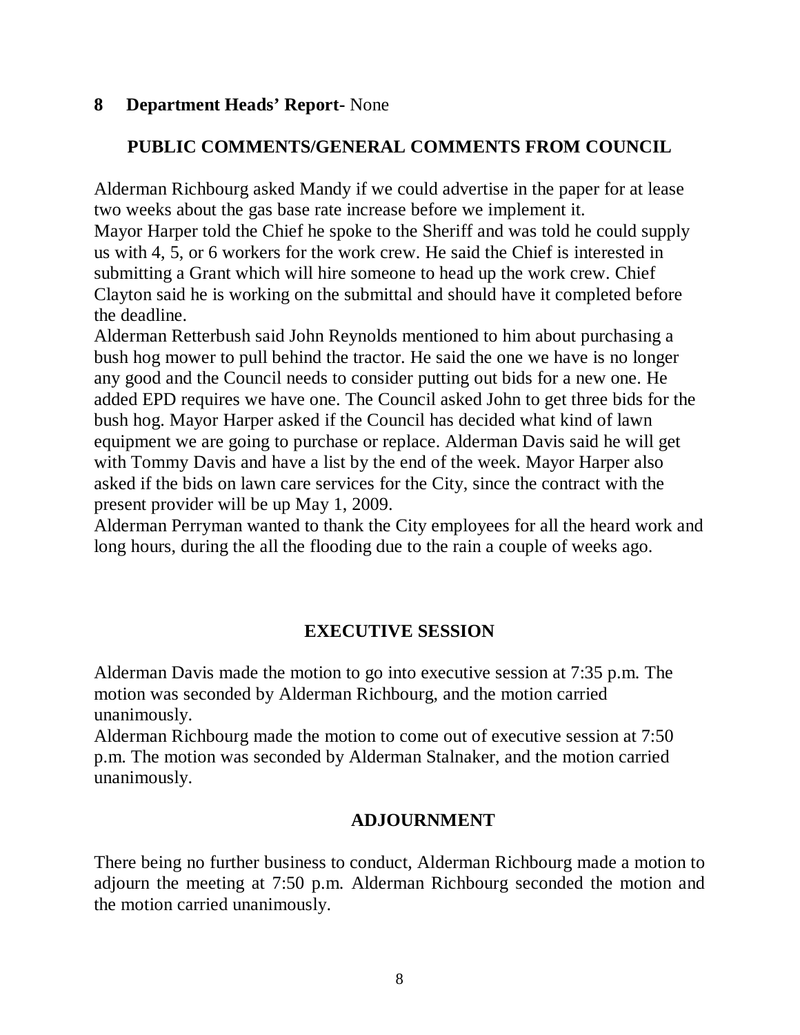**8 Department Heads' Report-** None

## PUBLIC COMMENTS/GENERAL COMMENTS FROM COUNCIL

Alderman Richbourg asked Mandy if we could advertise in the paper for at lease two weeks about the gas base rate increase before we implement it.
Mayor Harper told the Chief he spoke to the Sheriff and was told he could supply us with 4, 5, or 6 workers for the work crew. He said the Chief is interested in submitting a Grant which will hire someone to head up the work crew. Chief Clayton said he is working on the submittal and should have it completed before the deadline.
Alderman Retterbush said John Reynolds mentioned to him about purchasing a bush hog mower to pull behind the tractor. He said the one we have is no longer any good and the Council needs to consider putting out bids for a new one. He added EPD requires we have one. The Council asked John to get three bids for the bush hog. Mayor Harper asked if the Council has decided what kind of lawn equipment we are going to purchase or replace. Alderman Davis said he will get with Tommy Davis and have a list by the end of the week. Mayor Harper also asked if the bids on lawn care services for the City, since the contract with the present provider will be up May 1, 2009.
Alderman Perryman wanted to thank the City employees for all the heard work and long hours, during the all the flooding due to the rain a couple of weeks ago.

## EXECUTIVE SESSION

Alderman Davis made the motion to go into executive session at 7:35 p.m. The motion was seconded by Alderman Richbourg, and the motion carried unanimously.
Alderman Richbourg made the motion to come out of executive session at 7:50 p.m. The motion was seconded by Alderman Stalnaker, and the motion carried unanimously.

## ADJOURNMENT

There being no further business to conduct, Alderman Richbourg made a motion to adjourn the meeting at 7:50 p.m. Alderman Richbourg seconded the motion and the motion carried unanimously.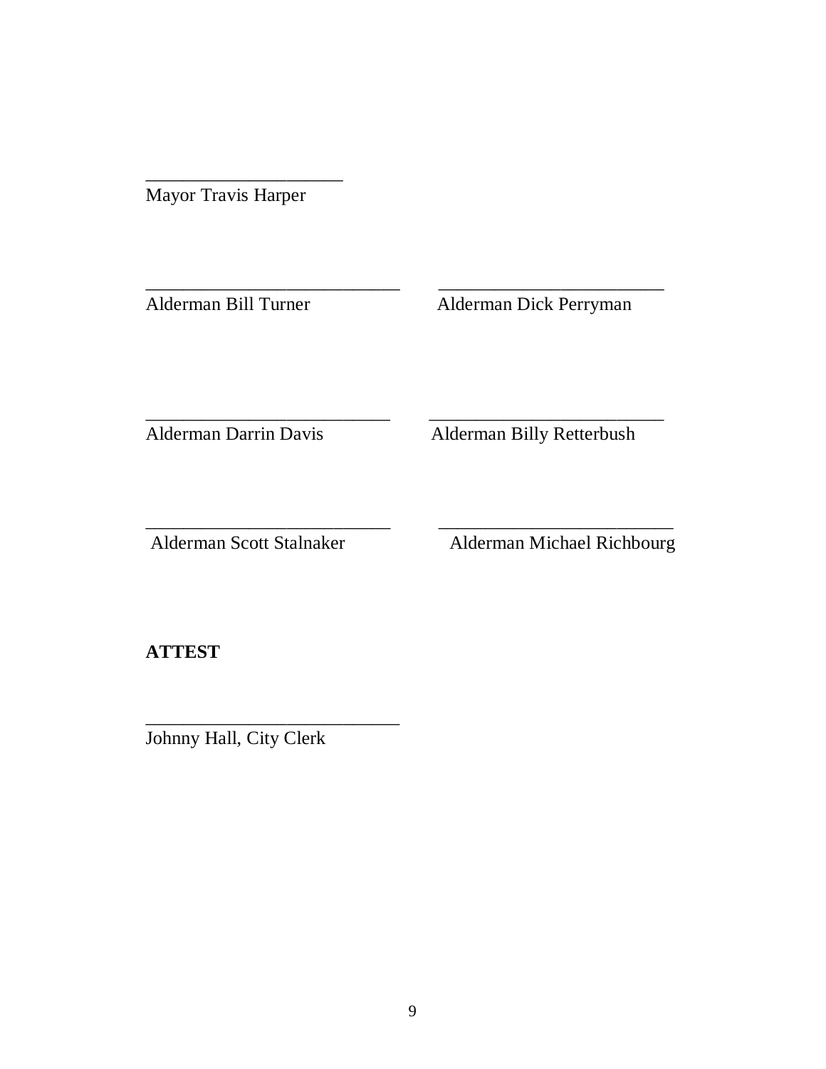_____________________
Mayor Travis Harper

___________________________ &nbsp;&nbsp;&nbsp;&nbsp; ________________________
Alderman Bill Turner &nbsp;&nbsp;&nbsp;&nbsp; Alderman Dick Perryman

__________________________ &nbsp;&nbsp;&nbsp;&nbsp; _________________________
Alderman Darrin Davis &nbsp;&nbsp;&nbsp;&nbsp; Alderman Billy Retterbush

__________________________ &nbsp;&nbsp;&nbsp;&nbsp; _________________________
Alderman Scott Stalnaker &nbsp;&nbsp;&nbsp;&nbsp; Alderman Michael Richbourg

**ATTEST**

___________________________
Johnny Hall, City Clerk